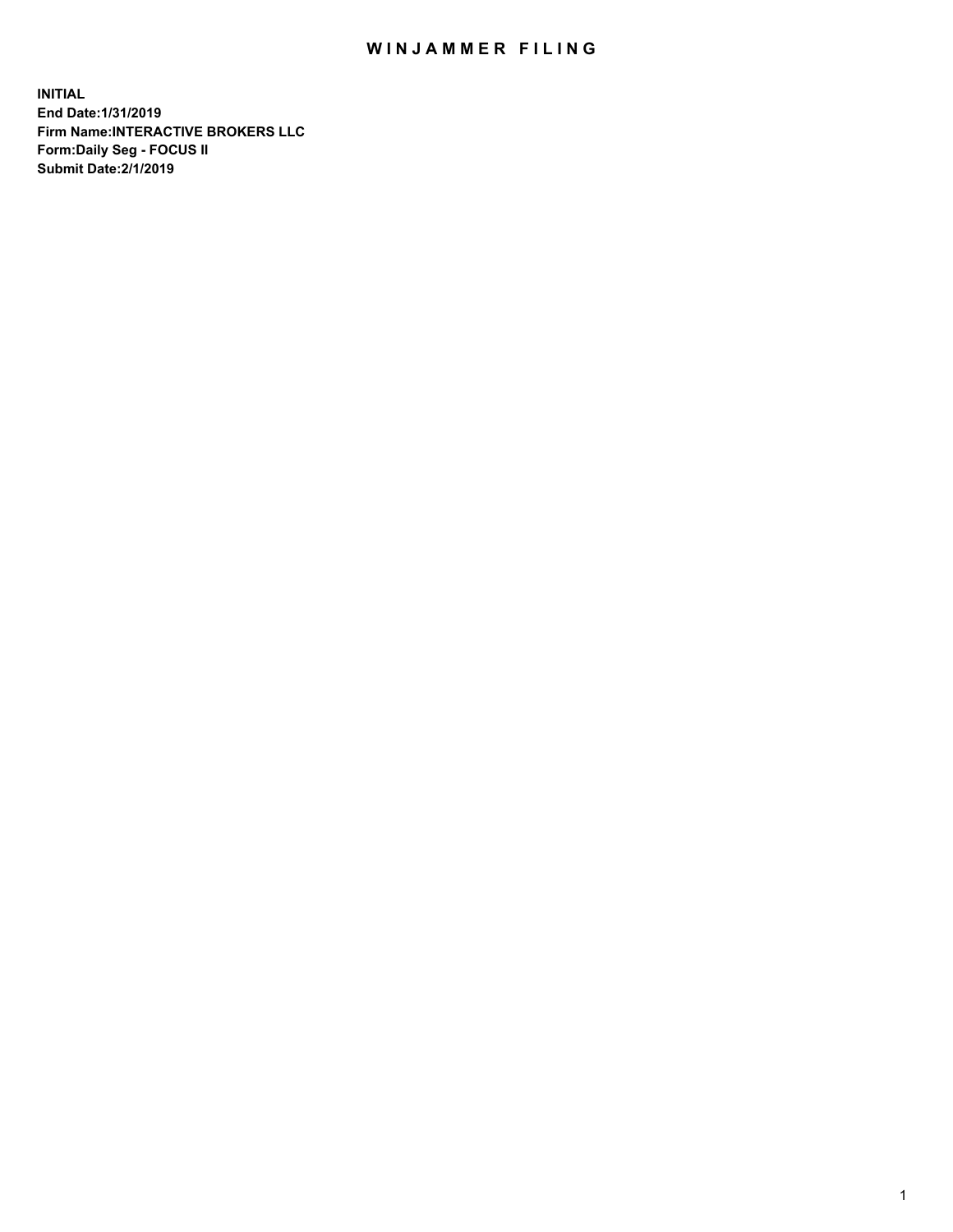# WINJAMMER FILING

**INITIAL**
**End Date:1/31/2019**
**Firm Name:INTERACTIVE BROKERS LLC**
**Form:Daily Seg - FOCUS II**
**Submit Date:2/1/2019**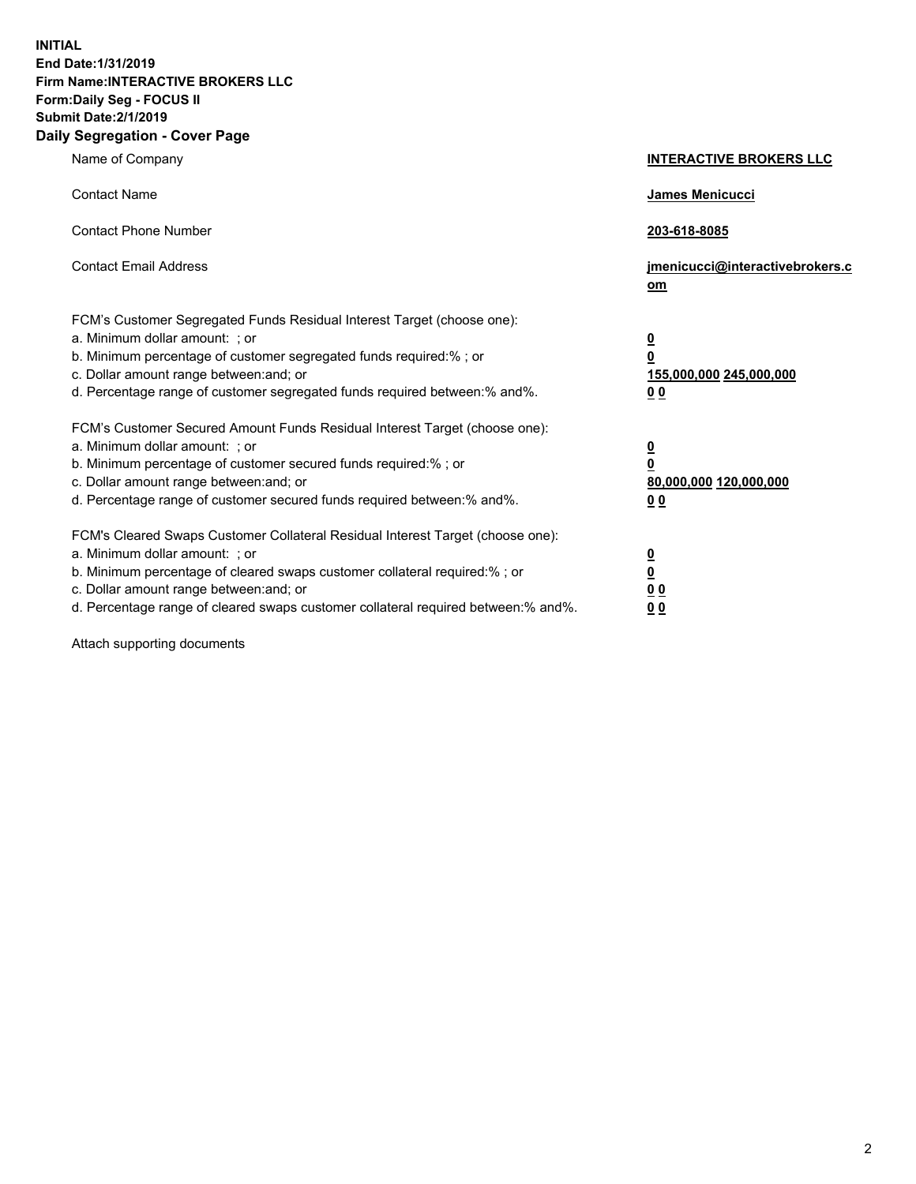**INITIAL**
**End Date:1/31/2019**
**Firm Name:INTERACTIVE BROKERS LLC**
**Form:Daily Seg - FOCUS II**
**Submit Date:2/1/2019**
**Daily Segregation - Cover Page**

| | |
|---|---|
| Name of Company | **INTERACTIVE BROKERS LLC** |
| Contact Name | **James Menicucci** |
| Contact Phone Number | **203-618-8085** |
| Contact Email Address | **jmenicucci@interactivebrokers.com** |
| FCM's Customer Segregated Funds Residual Interest Target (choose one): | |
| a. Minimum dollar amount: ; or | **0** |
| b. Minimum percentage of customer segregated funds required:% ; or | **0** |
| c. Dollar amount range between:and; or | **155,000,000 245,000,000** |
| d. Percentage range of customer segregated funds required between:% and%. | **0 0** |
| FCM's Customer Secured Amount Funds Residual Interest Target (choose one): | |
| a. Minimum dollar amount: ; or | **0** |
| b. Minimum percentage of customer secured funds required:% ; or | **0** |
| c. Dollar amount range between:and; or | **80,000,000 120,000,000** |
| d. Percentage range of customer secured funds required between:% and%. | **0 0** |
| FCM's Cleared Swaps Customer Collateral Residual Interest Target (choose one): | |
| a. Minimum dollar amount: ; or | **0** |
| b. Minimum percentage of cleared swaps customer collateral required:% ; or | **0** |
| c. Dollar amount range between:and; or | **0 0** |
| d. Percentage range of cleared swaps customer collateral required between:% and%. | **0 0** |

Attach supporting documents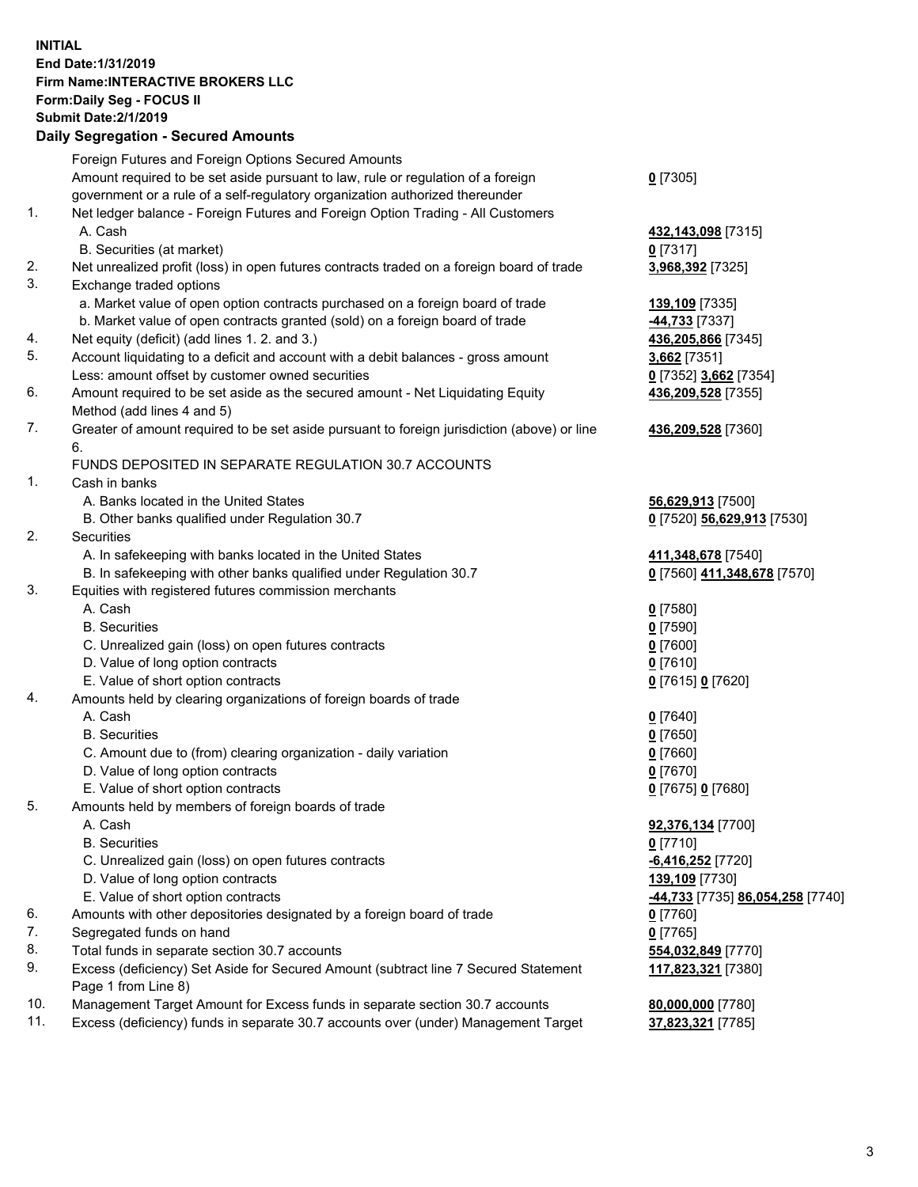**INITIAL**
**End Date:1/31/2019**
**Firm Name:INTERACTIVE BROKERS LLC**
**Form:Daily Seg - FOCUS II**
**Submit Date:2/1/2019**

## Daily Segregation - Secured Amounts

| | | |
|---|---|---|
| | Foreign Futures and Foreign Options Secured Amounts | |
| | Amount required to be set aside pursuant to law, rule or regulation of a foreign government or a rule of a self-regulatory organization authorized thereunder | **0** [7305] |
| 1. | Net ledger balance - Foreign Futures and Foreign Option Trading - All Customers | |
| | A. Cash | **432,143,098** [7315] |
| | B. Securities (at market) | **0** [7317] |
| 2. | Net unrealized profit (loss) in open futures contracts traded on a foreign board of trade | **3,968,392** [7325] |
| 3. | Exchange traded options | |
| | a. Market value of open option contracts purchased on a foreign board of trade | **139,109** [7335] |
| | b. Market value of open contracts granted (sold) on a foreign board of trade | **-44,733** [7337] |
| 4. | Net equity (deficit) (add lines 1. 2. and 3.) | **436,205,866** [7345] |
| 5. | Account liquidating to a deficit and account with a debit balances - gross amount | **3,662** [7351] |
| | Less: amount offset by customer owned securities | **0** [7352] **3,662** [7354] |
| 6. | Amount required to be set aside as the secured amount - Net Liquidating Equity Method (add lines 4 and 5) | **436,209,528** [7355] |
| 7. | Greater of amount required to be set aside pursuant to foreign jurisdiction (above) or line 6. | **436,209,528** [7360] |
| | FUNDS DEPOSITED IN SEPARATE REGULATION 30.7 ACCOUNTS | |
| 1. | Cash in banks | |
| | A. Banks located in the United States | **56,629,913** [7500] |
| | B. Other banks qualified under Regulation 30.7 | **0** [7520] **56,629,913** [7530] |
| 2. | Securities | |
| | A. In safekeeping with banks located in the United States | **411,348,678** [7540] |
| | B. In safekeeping with other banks qualified under Regulation 30.7 | **0** [7560] **411,348,678** [7570] |
| 3. | Equities with registered futures commission merchants | |
| | A. Cash | **0** [7580] |
| | B. Securities | **0** [7590] |
| | C. Unrealized gain (loss) on open futures contracts | **0** [7600] |
| | D. Value of long option contracts | **0** [7610] |
| | E. Value of short option contracts | **0** [7615] **0** [7620] |
| 4. | Amounts held by clearing organizations of foreign boards of trade | |
| | A. Cash | **0** [7640] |
| | B. Securities | **0** [7650] |
| | C. Amount due to (from) clearing organization - daily variation | **0** [7660] |
| | D. Value of long option contracts | **0** [7670] |
| | E. Value of short option contracts | **0** [7675] **0** [7680] |
| 5. | Amounts held by members of foreign boards of trade | |
| | A. Cash | **92,376,134** [7700] |
| | B. Securities | **0** [7710] |
| | C. Unrealized gain (loss) on open futures contracts | **-6,416,252** [7720] |
| | D. Value of long option contracts | **139,109** [7730] |
| | E. Value of short option contracts | **-44,733** [7735] **86,054,258** [7740] |
| 6. | Amounts with other depositories designated by a foreign board of trade | **0** [7760] |
| 7. | Segregated funds on hand | **0** [7765] |
| 8. | Total funds in separate section 30.7 accounts | **554,032,849** [7770] |
| 9. | Excess (deficiency) Set Aside for Secured Amount (subtract line 7 Secured Statement Page 1 from Line 8) | **117,823,321** [7380] |
| 10. | Management Target Amount for Excess funds in separate section 30.7 accounts | **80,000,000** [7780] |
| 11. | Excess (deficiency) funds in separate 30.7 accounts over (under) Management Target | **37,823,321** [7785] |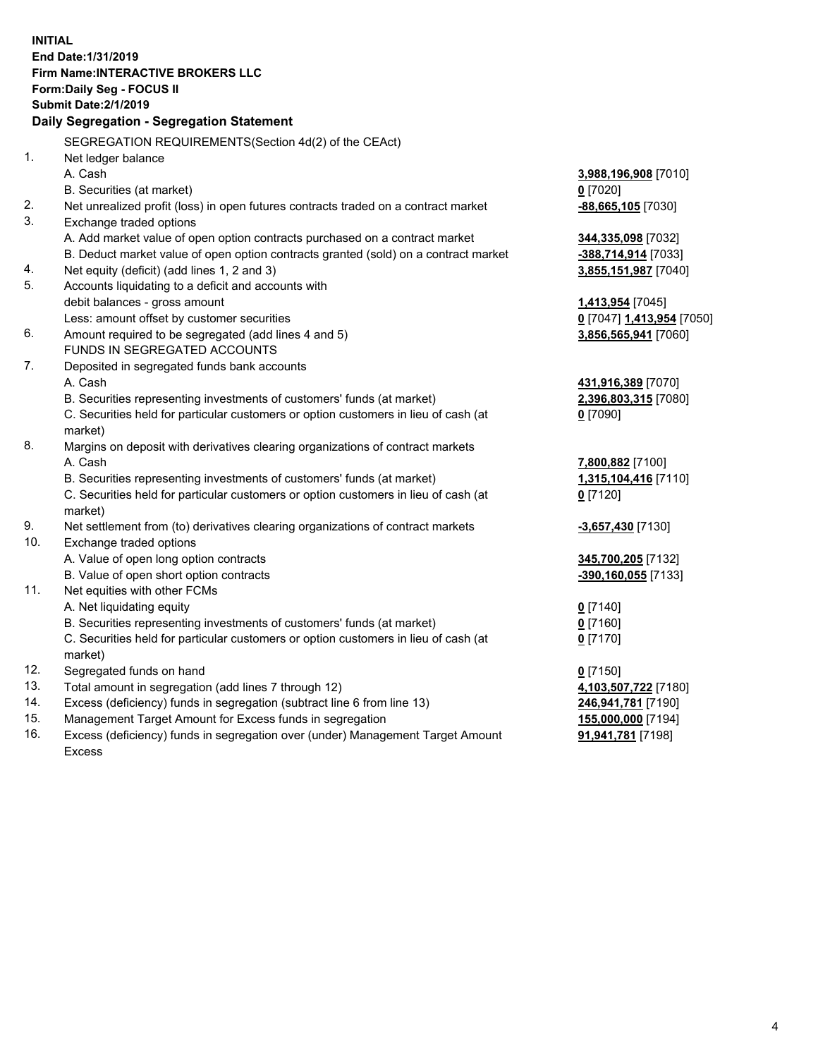**INITIAL**
**End Date:1/31/2019**
**Firm Name:INTERACTIVE BROKERS LLC**
**Form:Daily Seg - FOCUS II**
**Submit Date:2/1/2019**

## Daily Segregation - Segregation Statement

SEGREGATION REQUIREMENTS(Section 4d(2) of the CEAct)

| | | |
|---|---|---|
| 1. | Net ledger balance | |
| | A. Cash | **3,988,196,908** [7010] |
| | B. Securities (at market) | **0** [7020] |
| 2. | Net unrealized profit (loss) in open futures contracts traded on a contract market | **-88,665,105** [7030] |
| 3. | Exchange traded options | |
| | A. Add market value of open option contracts purchased on a contract market | **344,335,098** [7032] |
| | B. Deduct market value of open option contracts granted (sold) on a contract market | **-388,714,914** [7033] |
| 4. | Net equity (deficit) (add lines 1, 2 and 3) | **3,855,151,987** [7040] |
| 5. | Accounts liquidating to a deficit and accounts with debit balances - gross amount | **1,413,954** [7045] |
| | Less: amount offset by customer securities | **0** [7047] **1,413,954** [7050] |
| 6. | Amount required to be segregated (add lines 4 and 5) | **3,856,565,941** [7060] |
| | FUNDS IN SEGREGATED ACCOUNTS | |
| 7. | Deposited in segregated funds bank accounts | |
| | A. Cash | **431,916,389** [7070] |
| | B. Securities representing investments of customers' funds (at market) | **2,396,803,315** [7080] |
| | C. Securities held for particular customers or option customers in lieu of cash (at market) | **0** [7090] |
| 8. | Margins on deposit with derivatives clearing organizations of contract markets | |
| | A. Cash | **7,800,882** [7100] |
| | B. Securities representing investments of customers' funds (at market) | **1,315,104,416** [7110] |
| | C. Securities held for particular customers or option customers in lieu of cash (at market) | **0** [7120] |
| 9. | Net settlement from (to) derivatives clearing organizations of contract markets | **-3,657,430** [7130] |
| 10. | Exchange traded options | |
| | A. Value of open long option contracts | **345,700,205** [7132] |
| | B. Value of open short option contracts | **-390,160,055** [7133] |
| 11. | Net equities with other FCMs | |
| | A. Net liquidating equity | **0** [7140] |
| | B. Securities representing investments of customers' funds (at market) | **0** [7160] |
| | C. Securities held for particular customers or option customers in lieu of cash (at market) | **0** [7170] |
| 12. | Segregated funds on hand | **0** [7150] |
| 13. | Total amount in segregation (add lines 7 through 12) | **4,103,507,722** [7180] |
| 14. | Excess (deficiency) funds in segregation (subtract line 6 from line 13) | **246,941,781** [7190] |
| 15. | Management Target Amount for Excess funds in segregation | **155,000,000** [7194] |
| 16. | Excess (deficiency) funds in segregation over (under) Management Target Amount Excess | **91,941,781** [7198] |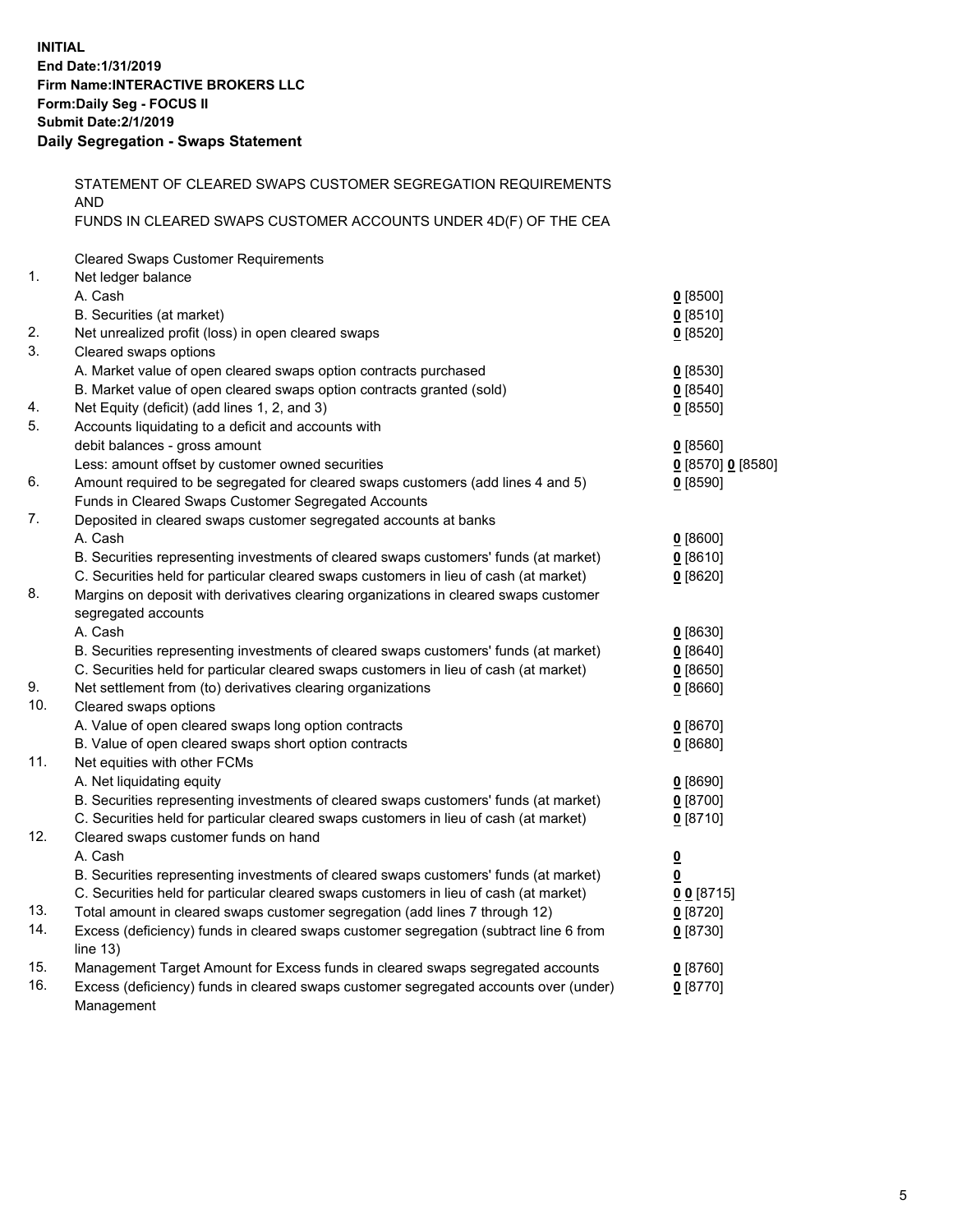**INITIAL**
**End Date:1/31/2019**
**Firm Name:INTERACTIVE BROKERS LLC**
**Form:Daily Seg - FOCUS II**
**Submit Date:2/1/2019**
**Daily Segregation - Swaps Statement**

STATEMENT OF CLEARED SWAPS CUSTOMER SEGREGATION REQUIREMENTS AND FUNDS IN CLEARED SWAPS CUSTOMER ACCOUNTS UNDER 4D(F) OF THE CEA

| | | |
|---|---|---|
| | Cleared Swaps Customer Requirements | |
| 1. | Net ledger balance | |
| | A. Cash | 0 [8500] |
| | B. Securities (at market) | 0 [8510] |
| 2. | Net unrealized profit (loss) in open cleared swaps | 0 [8520] |
| 3. | Cleared swaps options | |
| | A. Market value of open cleared swaps option contracts purchased | 0 [8530] |
| | B. Market value of open cleared swaps option contracts granted (sold) | 0 [8540] |
| 4. | Net Equity (deficit) (add lines 1, 2, and 3) | 0 [8550] |
| 5. | Accounts liquidating to a deficit and accounts with | |
| | debit balances - gross amount | 0 [8560] |
| | Less: amount offset by customer owned securities | 0 [8570] 0 [8580] |
| 6. | Amount required to be segregated for cleared swaps customers (add lines 4 and 5) | 0 [8590] |
| | Funds in Cleared Swaps Customer Segregated Accounts | |
| 7. | Deposited in cleared swaps customer segregated accounts at banks | |
| | A. Cash | 0 [8600] |
| | B. Securities representing investments of cleared swaps customers' funds (at market) | 0 [8610] |
| | C. Securities held for particular cleared swaps customers in lieu of cash (at market) | 0 [8620] |
| 8. | Margins on deposit with derivatives clearing organizations in cleared swaps customer segregated accounts | |
| | A. Cash | 0 [8630] |
| | B. Securities representing investments of cleared swaps customers' funds (at market) | 0 [8640] |
| | C. Securities held for particular cleared swaps customers in lieu of cash (at market) | 0 [8650] |
| 9. | Net settlement from (to) derivatives clearing organizations | 0 [8660] |
| 10. | Cleared swaps options | |
| | A. Value of open cleared swaps long option contracts | 0 [8670] |
| | B. Value of open cleared swaps short option contracts | 0 [8680] |
| 11. | Net equities with other FCMs | |
| | A. Net liquidating equity | 0 [8690] |
| | B. Securities representing investments of cleared swaps customers' funds (at market) | 0 [8700] |
| | C. Securities held for particular cleared swaps customers in lieu of cash (at market) | 0 [8710] |
| 12. | Cleared swaps customer funds on hand | |
| | A. Cash | 0 |
| | B. Securities representing investments of cleared swaps customers' funds (at market) | 0 |
| | C. Securities held for particular cleared swaps customers in lieu of cash (at market) | 0 0 [8715] |
| 13. | Total amount in cleared swaps customer segregation (add lines 7 through 12) | 0 [8720] |
| 14. | Excess (deficiency) funds in cleared swaps customer segregation (subtract line 6 from line 13) | 0 [8730] |
| 15. | Management Target Amount for Excess funds in cleared swaps segregated accounts | 0 [8760] |
| 16. | Excess (deficiency) funds in cleared swaps customer segregated accounts over (under) Management | 0 [8770] |